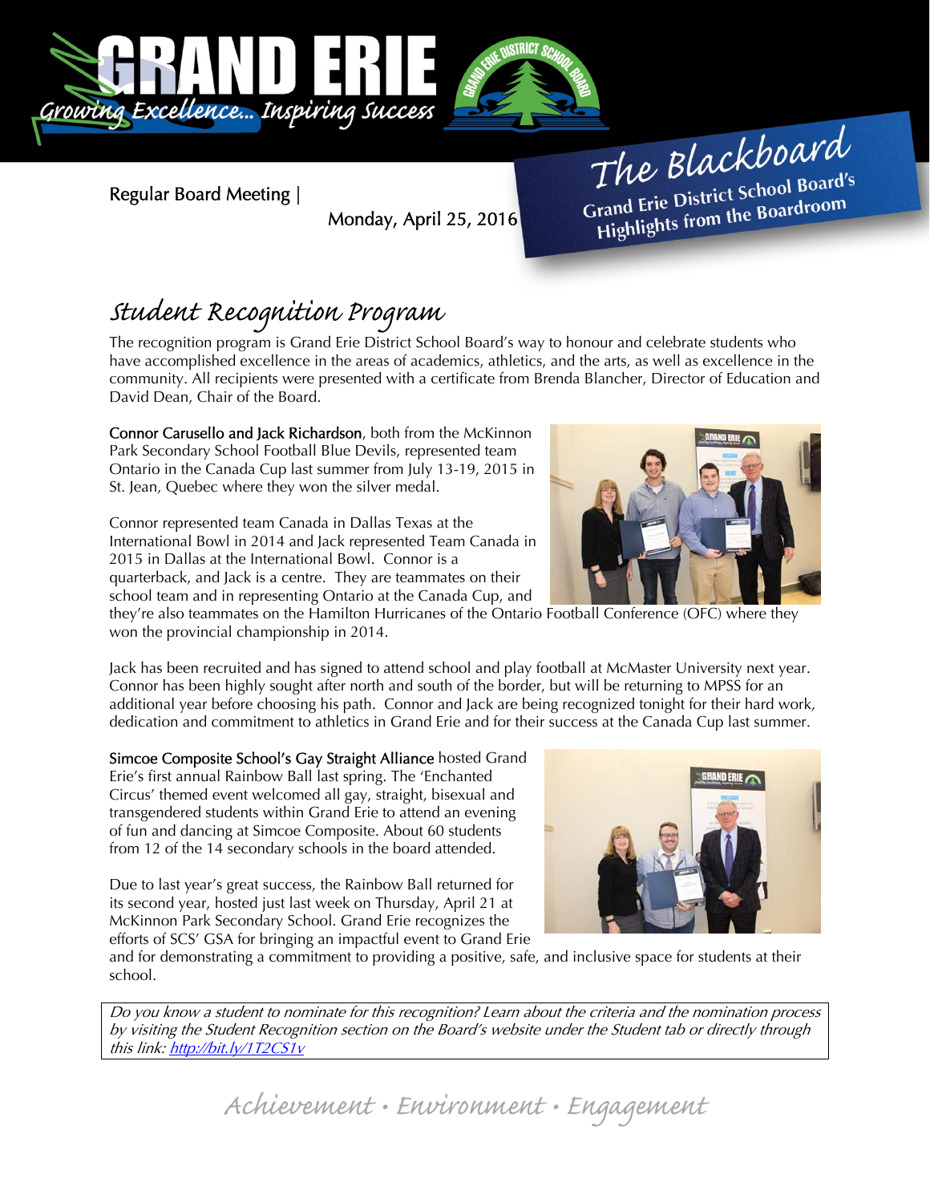# GRAND ERIE

*Growing Excellence... Inspiring Success*

Regular Board Meeting | Monday, April 25, 2016

**The Blackboard**
**Grand Erie District School Board's Highlights from the Boardroom**

## *Student Recognition Program*

The recognition program is Grand Erie District School Board's way to honour and celebrate students who have accomplished excellence in the areas of academics, athletics, and the arts, as well as excellence in the community. All recipients were presented with a certificate from Brenda Blancher, Director of Education and David Dean, Chair of the Board.

**Connor Carusello and Jack Richardson**, both from the McKinnon Park Secondary School Football Blue Devils, represented team Ontario in the Canada Cup last summer from July 13-19, 2015 in St. Jean, Quebec where they won the silver medal.

Connor represented team Canada in Dallas Texas at the International Bowl in 2014 and Jack represented Team Canada in 2015 in Dallas at the International Bowl. Connor is a quarterback, and Jack is a centre. They are teammates on their school team and in representing Ontario at the Canada Cup, and they're also teammates on the Hamilton Hurricanes of the Ontario Football Conference (OFC) where they won the provincial championship in 2014.

Jack has been recruited and has signed to attend school and play football at McMaster University next year. Connor has been highly sought after north and south of the border, but will be returning to MPSS for an additional year before choosing his path. Connor and Jack are being recognized tonight for their hard work, dedication and commitment to athletics in Grand Erie and for their success at the Canada Cup last summer.

**Simcoe Composite School's Gay Straight Alliance** hosted Grand Erie's first annual Rainbow Ball last spring. The 'Enchanted Circus' themed event welcomed all gay, straight, bisexual and transgendered students within Grand Erie to attend an evening of fun and dancing at Simcoe Composite. About 60 students from 12 of the 14 secondary schools in the board attended.

Due to last year's great success, the Rainbow Ball returned for its second year, hosted just last week on Thursday, April 21 at McKinnon Park Secondary School. Grand Erie recognizes the efforts of SCS' GSA for bringing an impactful event to Grand Erie and for demonstrating a commitment to providing a positive, safe, and inclusive space for students at their school.

*Do you know a student to nominate for this recognition? Learn about the criteria and the nomination process by visiting the Student Recognition section on the Board's website under the Student tab or directly through this link: http://bit.ly/1T2CS1v*

*Achievement • Environment • Engagement*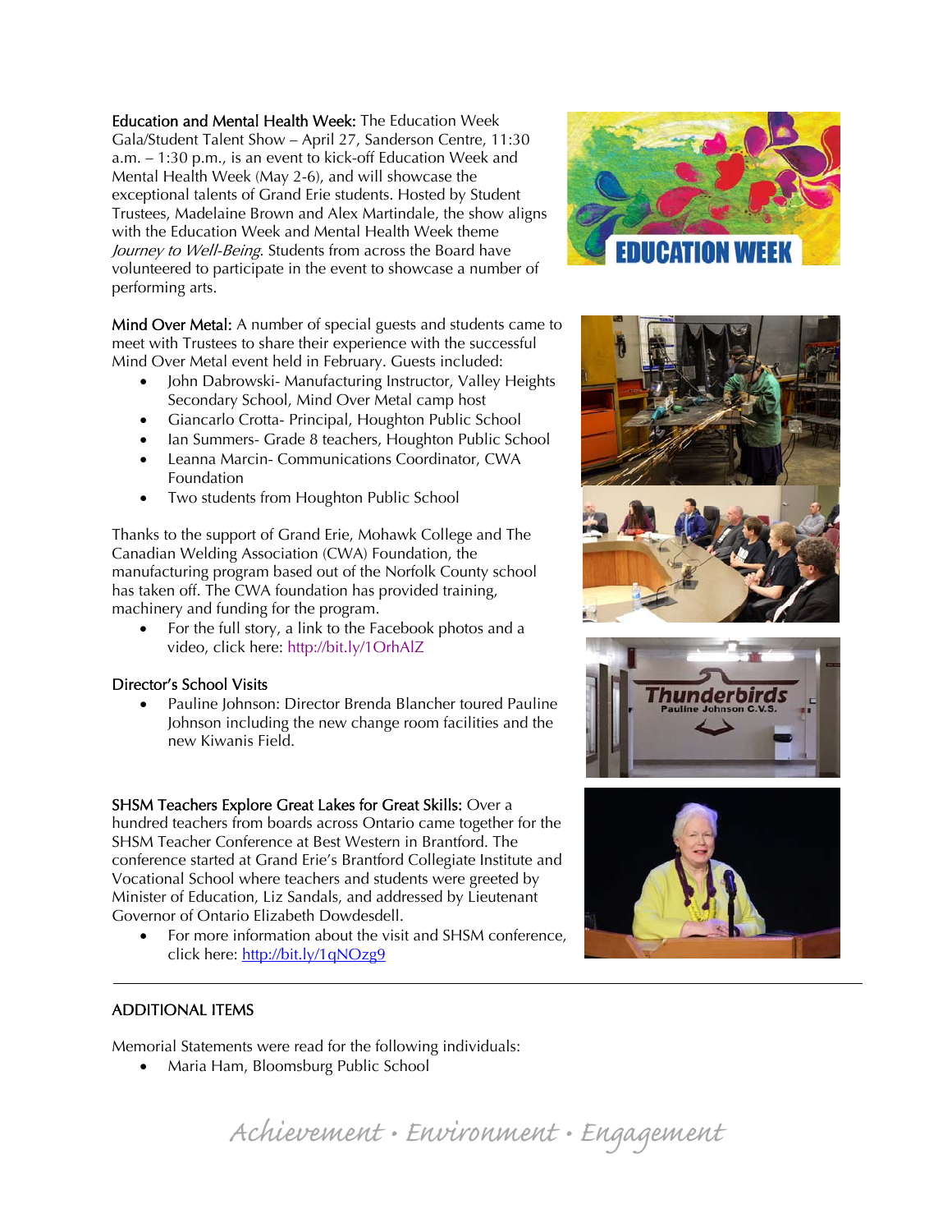**Education and Mental Health Week:** The Education Week Gala/Student Talent Show – April 27, Sanderson Centre, 11:30 a.m. – 1:30 p.m., is an event to kick-off Education Week and Mental Health Week (May 2-6), and will showcase the exceptional talents of Grand Erie students. Hosted by Student Trustees, Madelaine Brown and Alex Martindale, the show aligns with the Education Week and Mental Health Week theme *Journey to Well-Being*. Students from across the Board have volunteered to participate in the event to showcase a number of performing arts.

**Mind Over Metal:** A number of special guests and students came to meet with Trustees to share their experience with the successful Mind Over Metal event held in February. Guests included:

- John Dabrowski- Manufacturing Instructor, Valley Heights Secondary School, Mind Over Metal camp host
- Giancarlo Crotta- Principal, Houghton Public School
- Ian Summers- Grade 8 teachers, Houghton Public School
- Leanna Marcin- Communications Coordinator, CWA Foundation
- Two students from Houghton Public School

Thanks to the support of Grand Erie, Mohawk College and The Canadian Welding Association (CWA) Foundation, the manufacturing program based out of the Norfolk County school has taken off. The CWA foundation has provided training, machinery and funding for the program.

- For the full story, a link to the Facebook photos and a video, click here: http://bit.ly/1OrhAlZ

**Director's School Visits**

- Pauline Johnson: Director Brenda Blancher toured Pauline Johnson including the new change room facilities and the new Kiwanis Field.

**SHSM Teachers Explore Great Lakes for Great Skills:** Over a hundred teachers from boards across Ontario came together for the SHSM Teacher Conference at Best Western in Brantford. The conference started at Grand Erie's Brantford Collegiate Institute and Vocational School where teachers and students were greeted by Minister of Education, Liz Sandals, and addressed by Lieutenant Governor of Ontario Elizabeth Dowdesdell.

- For more information about the visit and SHSM conference, click here: http://bit.ly/1qNOzg9

---

## ADDITIONAL ITEMS

Memorial Statements were read for the following individuals:

- Maria Ham, Bloomsburg Public School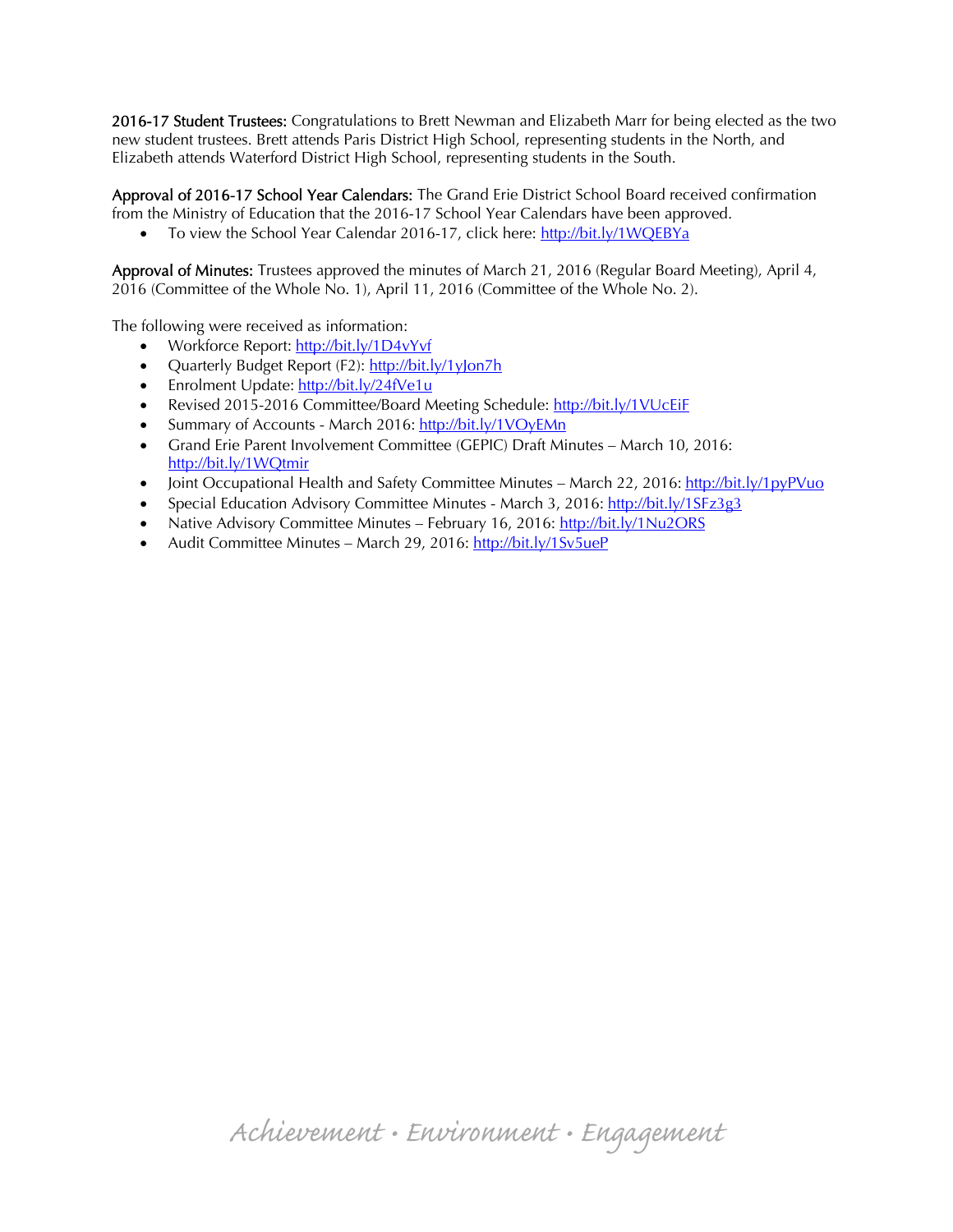**2016-17 Student Trustees:** Congratulations to Brett Newman and Elizabeth Marr for being elected as the two new student trustees. Brett attends Paris District High School, representing students in the North, and Elizabeth attends Waterford District High School, representing students in the South.

**Approval of 2016-17 School Year Calendars:** The Grand Erie District School Board received confirmation from the Ministry of Education that the 2016-17 School Year Calendars have been approved.

- To view the School Year Calendar 2016-17, click here: http://bit.ly/1WQEBYa

**Approval of Minutes:** Trustees approved the minutes of March 21, 2016 (Regular Board Meeting), April 4, 2016 (Committee of the Whole No. 1), April 11, 2016 (Committee of the Whole No. 2).

The following were received as information:

- Workforce Report: http://bit.ly/1D4vYvf
- Quarterly Budget Report (F2): http://bit.ly/1yJon7h
- Enrolment Update: http://bit.ly/24fVe1u
- Revised 2015-2016 Committee/Board Meeting Schedule: http://bit.ly/1VUcEiF
- Summary of Accounts - March 2016: http://bit.ly/1VOyEMn
- Grand Erie Parent Involvement Committee (GEPIC) Draft Minutes – March 10, 2016: http://bit.ly/1WQtmir
- Joint Occupational Health and Safety Committee Minutes – March 22, 2016: http://bit.ly/1pyPVuo
- Special Education Advisory Committee Minutes - March 3, 2016: http://bit.ly/1SFz3g3
- Native Advisory Committee Minutes – February 16, 2016: http://bit.ly/1Nu2ORS
- Audit Committee Minutes – March 29, 2016: http://bit.ly/1Sv5ueP